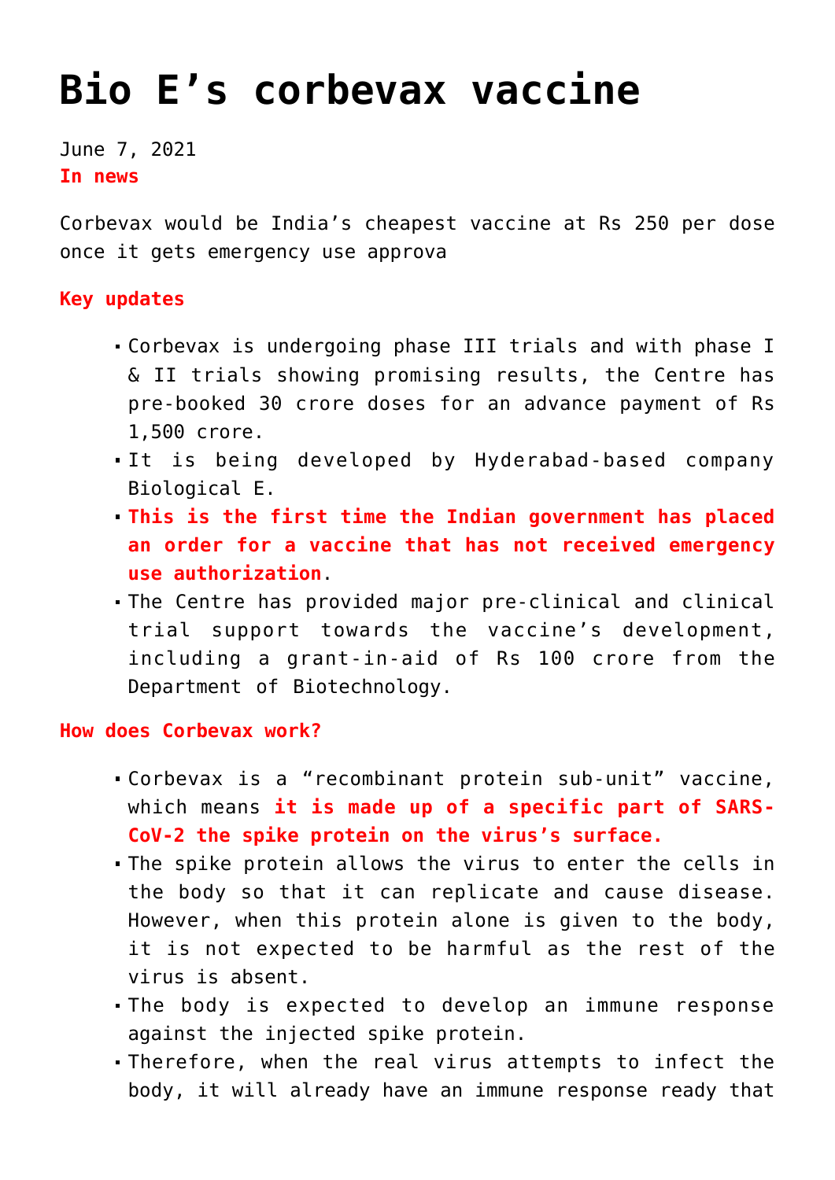# Bio E's corbevax vaccine

June 7, 2021

**In news**

Corbevax would be India's cheapest vaccine at Rs 250 per dose once it gets emergency use approva

**Key updates**

- Corbevax is undergoing phase III trials and with phase I & II trials showing promising results, the Centre has pre-booked 30 crore doses for an advance payment of Rs 1,500 crore.
- It is being developed by Hyderabad-based company Biological E.
- **This is the first time the Indian government has placed an order for a vaccine that has not received emergency use authorization**.
- The Centre has provided major pre-clinical and clinical trial support towards the vaccine's development, including a grant-in-aid of Rs 100 crore from the Department of Biotechnology.

**How does Corbevax work?**

- Corbevax is a "recombinant protein sub-unit" vaccine, which means **it is made up of a specific part of SARS-CoV-2 the spike protein on the virus's surface.**
- The spike protein allows the virus to enter the cells in the body so that it can replicate and cause disease. However, when this protein alone is given to the body, it is not expected to be harmful as the rest of the virus is absent.
- The body is expected to develop an immune response against the injected spike protein.
- Therefore, when the real virus attempts to infect the body, it will already have an immune response ready that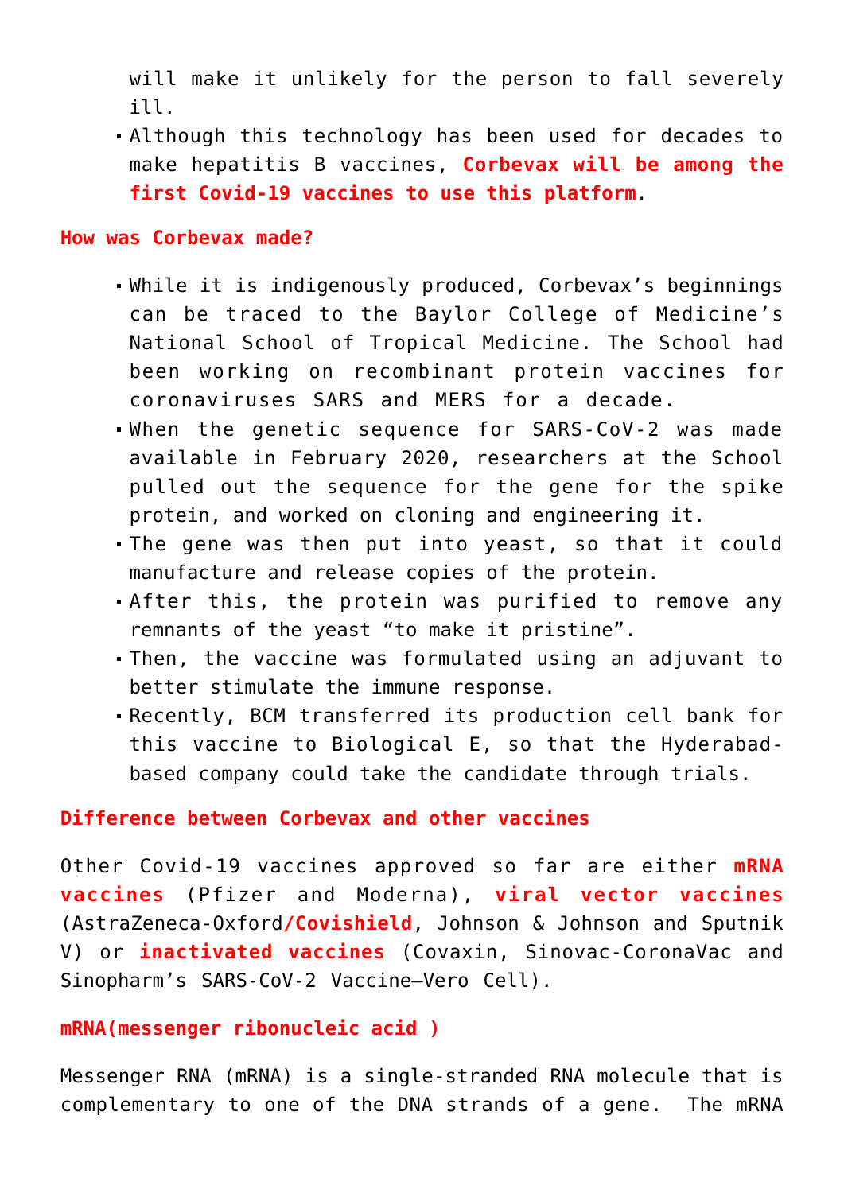will make it unlikely for the person to fall severely ill.

- Although this technology has been used for decades to make hepatitis B vaccines, **Corbevax will be among the first Covid-19 vaccines to use this platform**.

### How was Corbevax made?

- While it is indigenously produced, Corbevax's beginnings can be traced to the Baylor College of Medicine's National School of Tropical Medicine. The School had been working on recombinant protein vaccines for coronaviruses SARS and MERS for a decade.
- When the genetic sequence for SARS-CoV-2 was made available in February 2020, researchers at the School pulled out the sequence for the gene for the spike protein, and worked on cloning and engineering it.
- The gene was then put into yeast, so that it could manufacture and release copies of the protein.
- After this, the protein was purified to remove any remnants of the yeast "to make it pristine".
- Then, the vaccine was formulated using an adjuvant to better stimulate the immune response.
- Recently, BCM transferred its production cell bank for this vaccine to Biological E, so that the Hyderabad-based company could take the candidate through trials.

### Difference between Corbevax and other vaccines

Other Covid-19 vaccines approved so far are either **mRNA vaccines** (Pfizer and Moderna), **viral vector vaccines** (AstraZeneca-Oxford**/Covishield**, Johnson & Johnson and Sputnik V) or **inactivated vaccines** (Covaxin, Sinovac-CoronaVac and Sinopharm's SARS-CoV-2 Vaccine–Vero Cell).

### mRNA(messenger ribonucleic acid )

Messenger RNA (mRNA) is a single-stranded RNA molecule that is complementary to one of the DNA strands of a gene. The mRNA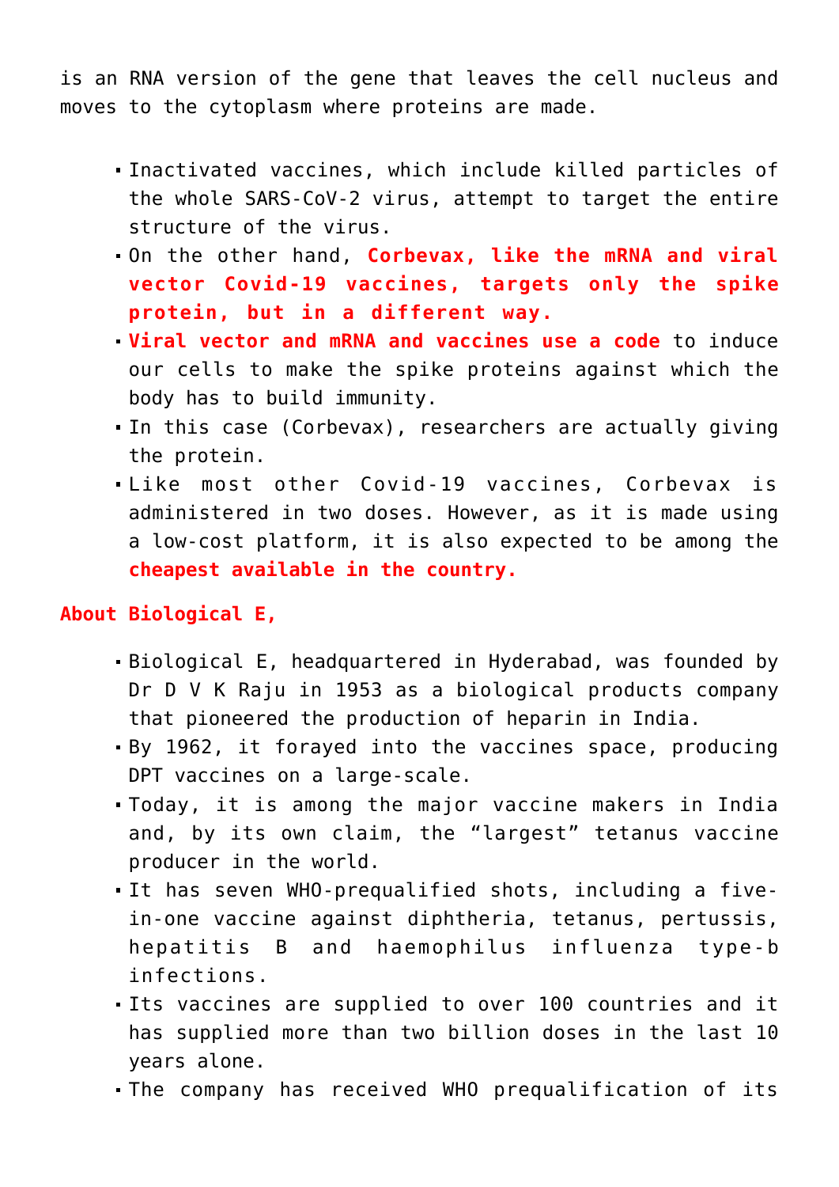is an RNA version of the gene that leaves the cell nucleus and moves to the cytoplasm where proteins are made.

- Inactivated vaccines, which include killed particles of the whole SARS-CoV-2 virus, attempt to target the entire structure of the virus.
- On the other hand, **Corbevax, like the mRNA and viral vector Covid-19 vaccines, targets only the spike protein, but in a different way.**
- **Viral vector and mRNA and vaccines use a code** to induce our cells to make the spike proteins against which the body has to build immunity.
- In this case (Corbevax), researchers are actually giving the protein.
- Like most other Covid-19 vaccines, Corbevax is administered in two doses. However, as it is made using a low-cost platform, it is also expected to be among the **cheapest available in the country.**

**About Biological E,**

- Biological E, headquartered in Hyderabad, was founded by Dr D V K Raju in 1953 as a biological products company that pioneered the production of heparin in India.
- By 1962, it forayed into the vaccines space, producing DPT vaccines on a large-scale.
- Today, it is among the major vaccine makers in India and, by its own claim, the "largest" tetanus vaccine producer in the world.
- It has seven WHO-prequalified shots, including a five-in-one vaccine against diphtheria, tetanus, pertussis, hepatitis B and haemophilus influenza type-b infections.
- Its vaccines are supplied to over 100 countries and it has supplied more than two billion doses in the last 10 years alone.
- The company has received WHO prequalification of its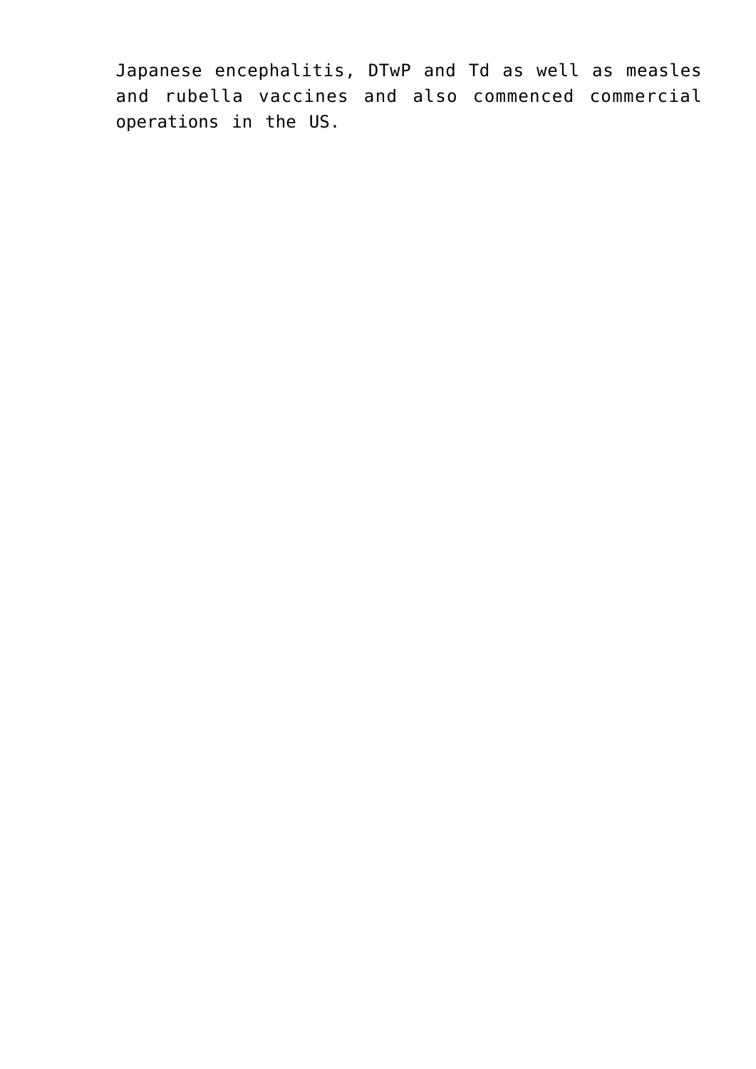Japanese encephalitis, DTwP and Td as well as measles and rubella vaccines and also commenced commercial operations in the US.